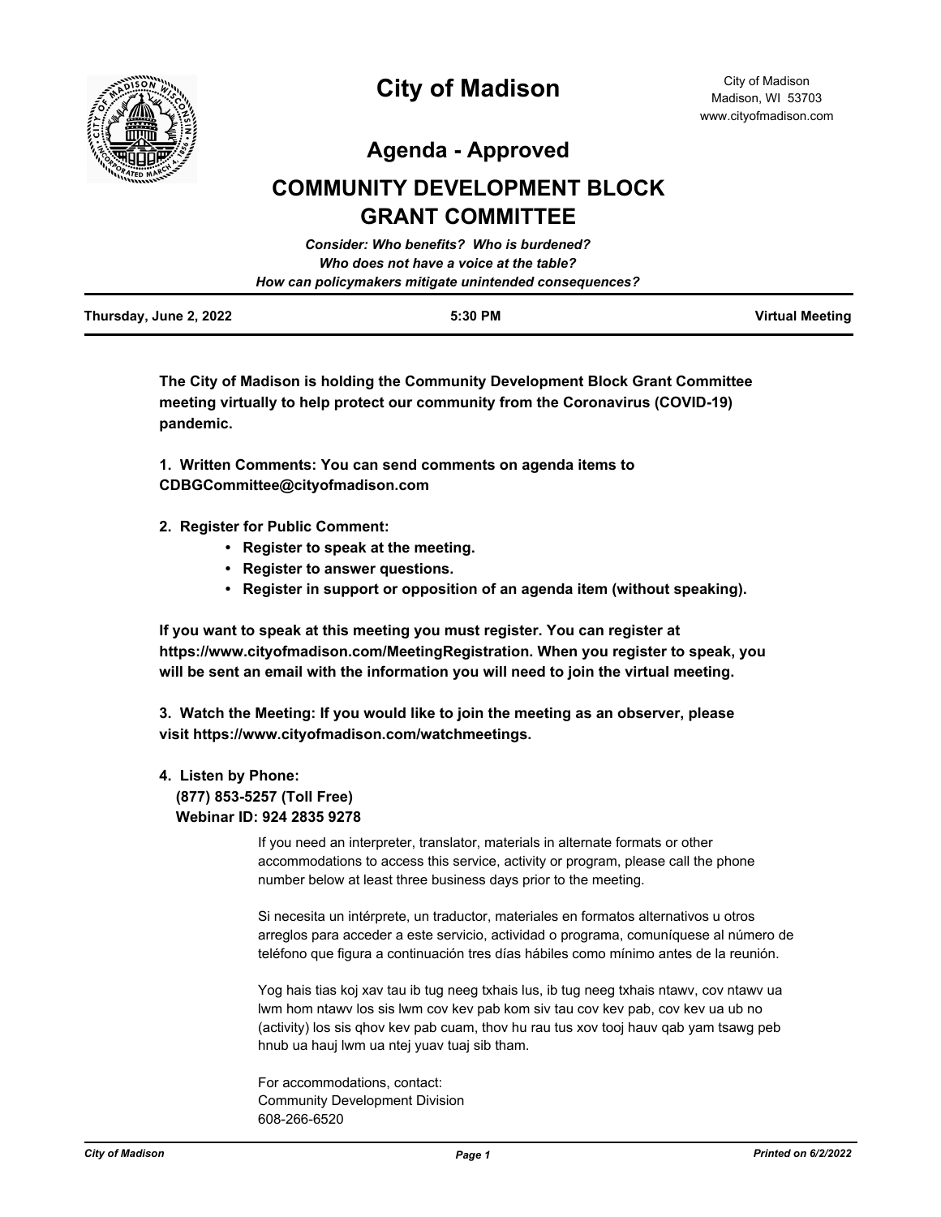# City of Madison

City of Madison
Madison, WI 53703
www.cityofmadison.com

## Agenda - Approved

## COMMUNITY DEVELOPMENT BLOCK GRANT COMMITTEE

*Consider: Who benefits? Who is burdened?*
*Who does not have a voice at the table?*
*How can policymakers mitigate unintended consequences?*

**Thursday, June 2, 2022** | **5:30 PM** | **Virtual Meeting**

**The City of Madison is holding the Community Development Block Grant Committee meeting virtually to help protect our community from the Coronavirus (COVID-19) pandemic.**

**1. Written Comments: You can send comments on agenda items to CDBGCommittee@cityofmadison.com**

**2. Register for Public Comment:**

- **Register to speak at the meeting.**
- **Register to answer questions.**
- **Register in support or opposition of an agenda item (without speaking).**

**If you want to speak at this meeting you must register. You can register at https://www.cityofmadison.com/MeetingRegistration. When you register to speak, you will be sent an email with the information you will need to join the virtual meeting.**

**3. Watch the Meeting: If you would like to join the meeting as an observer, please visit https://www.cityofmadison.com/watchmeetings.**

**4. Listen by Phone:**
**(877) 853-5257 (Toll Free)**
**Webinar ID: 924 2835 9278**

If you need an interpreter, translator, materials in alternate formats or other accommodations to access this service, activity or program, please call the phone number below at least three business days prior to the meeting.

Si necesita un intérprete, un traductor, materiales en formatos alternativos u otros arreglos para acceder a este servicio, actividad o programa, comuníquese al número de teléfono que figura a continuación tres días hábiles como mínimo antes de la reunión.

Yog hais tias koj xav tau ib tug neeg txhais lus, ib tug neeg txhais ntawv, cov ntawv ua lwm hom ntawv los sis lwm cov kev pab kom siv tau cov kev pab, cov kev ua ub no (activity) los sis qhov kev pab cuam, thov hu rau tus xov tooj hauv qab yam tsawg peb hnub ua hauj lwm ua ntej yuav tuaj sib tham.

For accommodations, contact:
Community Development Division
608-266-6520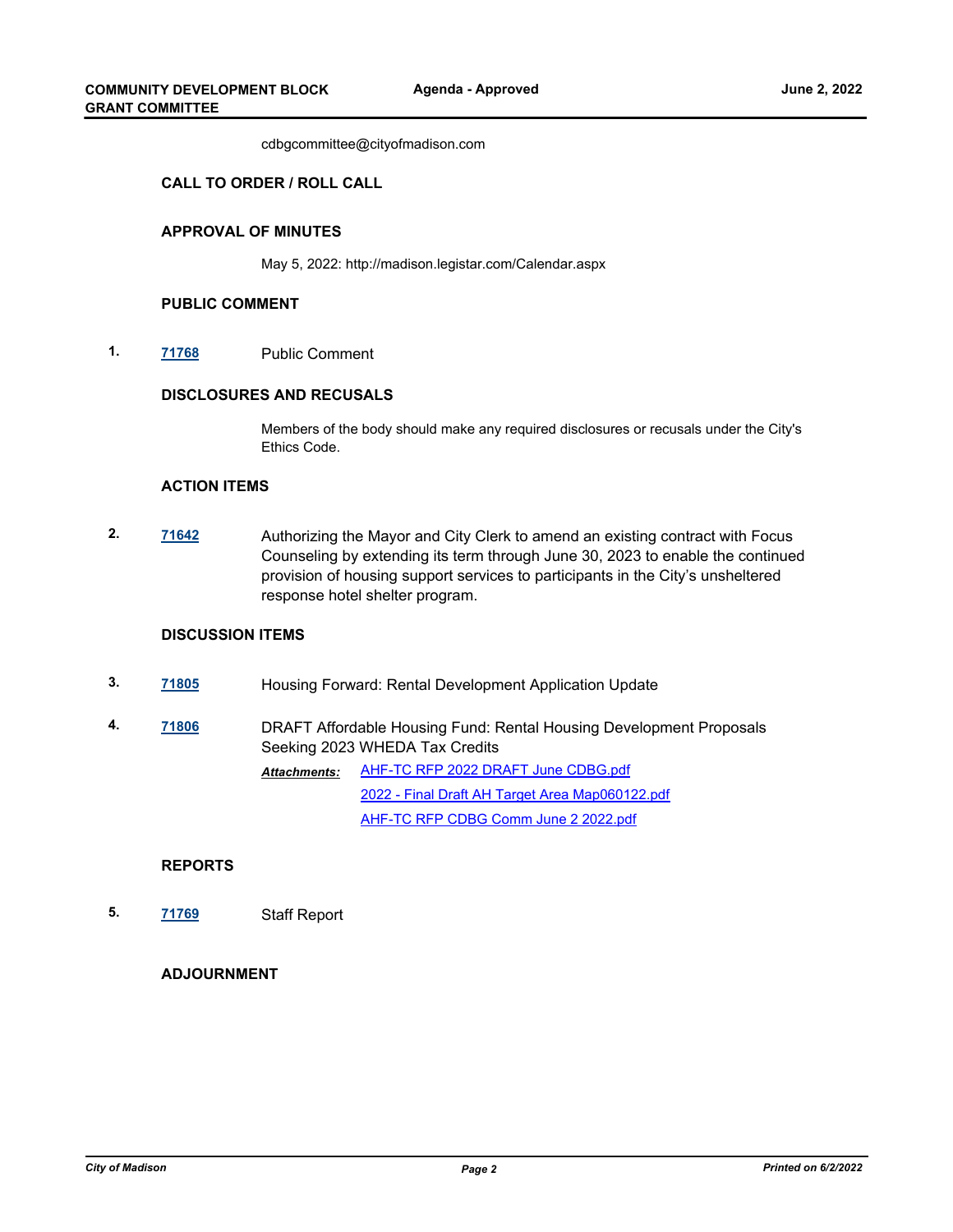cdbgcommittee@cityofmadison.com

## CALL TO ORDER / ROLL CALL

## APPROVAL OF MINUTES

May 5, 2022: http://madison.legistar.com/Calendar.aspx

## PUBLIC COMMENT

1. **71768** Public Comment

## DISCLOSURES AND RECUSALS

Members of the body should make any required disclosures or recusals under the City's Ethics Code.

## ACTION ITEMS

2. **71642** Authorizing the Mayor and City Clerk to amend an existing contract with Focus Counseling by extending its term through June 30, 2023 to enable the continued provision of housing support services to participants in the City's unsheltered response hotel shelter program.

## DISCUSSION ITEMS

3. **71805** Housing Forward: Rental Development Application Update

4. **71806** DRAFT Affordable Housing Fund: Rental Housing Development Proposals Seeking 2023 WHEDA Tax Credits

   ***Attachments:*** AHF-TC RFP 2022 DRAFT June CDBG.pdf
   2022 - Final Draft AH Target Area Map060122.pdf
   AHF-TC RFP CDBG Comm June 2 2022.pdf

## REPORTS

5. **71769** Staff Report

## ADJOURNMENT